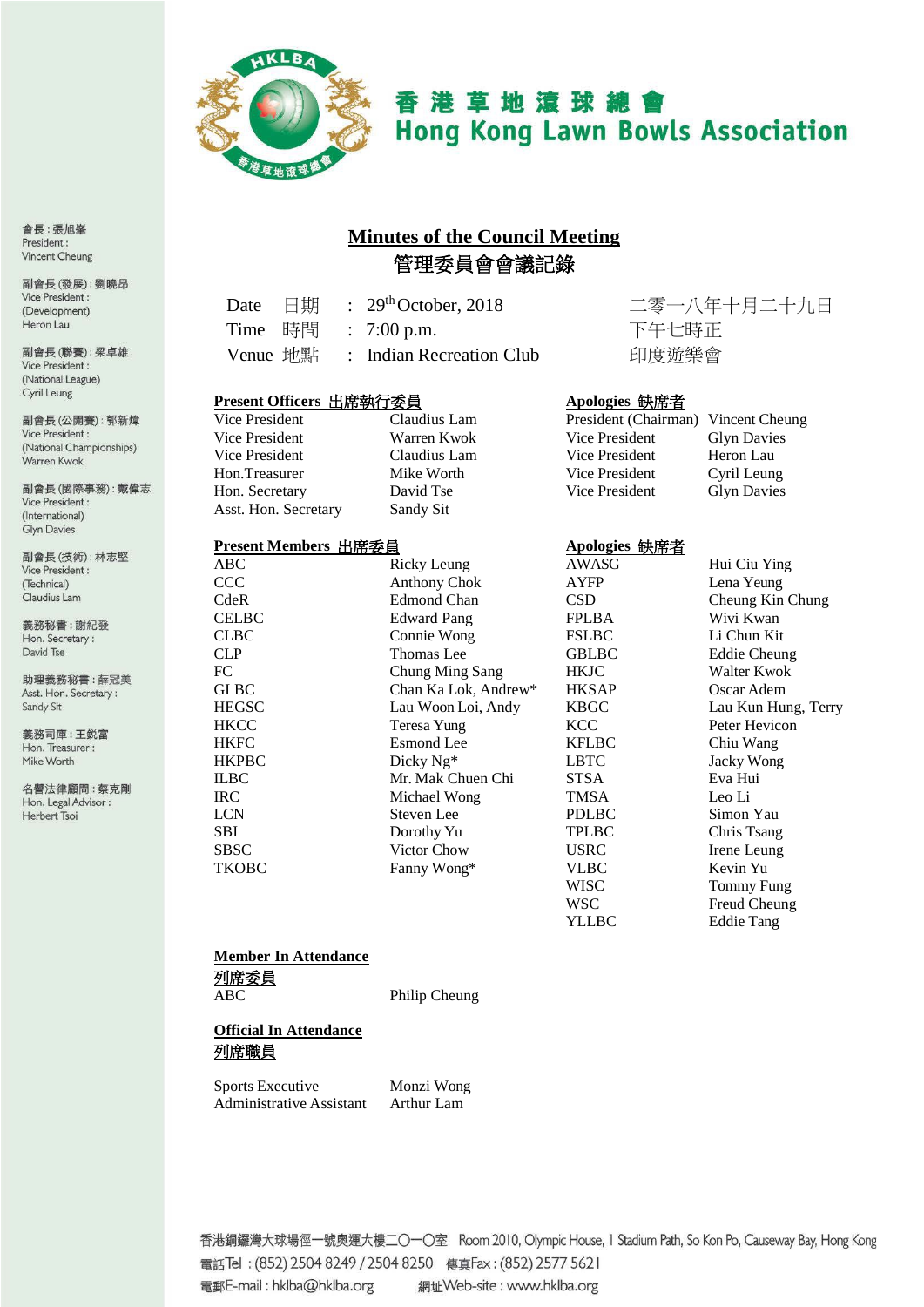香港草地滾球總會
Hong Kong Lawn Bowls Association

會長：張旭峯
President：
Vincent Cheung

副會長(發展)：劉曉昂
Vice President：
(Development)
Heron Lau

副會長(聯賽)：梁卓雄
Vice President：
(National League)
Cyril Leung

副會長(公開賽)：郭新煒
Vice President：
(National Championships)
Warren Kwok

副會長(國際事務)：戴偉志
Vice President：
(International)
Glyn Davies

副會長(技術)：林志堅
Vice President：
(Technical)
Claudius Lam

義務秘書：謝紀發
Hon. Secretary：
David Tse

助理義務秘書：薛冠美
Asst. Hon. Secretary：
Sandy Sit

義務司庫：王鋭富
Hon. Treasurer：
Mike Worth

名譽法律顧問：蔡克剛
Hon. Legal Advisor：
Herbert Tsoi

# Minutes of the Council Meeting
# 管理委員會會議記錄

| | | | |
|---|---|---|---|
| Date 日期 | : | 29th October, 2018 | 二零一八年十月二十九日 |
| Time 時間 | : | 7:00 p.m. | 下午七時正 |
| Venue 地點 | : | Indian Recreation Club | 印度遊樂會 |

**Present Officers 出席執行委員**

| | |
|---|---|
| Vice President | Claudius Lam |
| Vice President | Warren Kwok |
| Vice President | Claudius Lam |
| Hon.Treasurer | Mike Worth |
| Hon. Secretary | David Tse |
| Asst. Hon. Secretary | Sandy Sit |

**Apologies 缺席者**

| | |
|---|---|
| President (Chairman) | Vincent Cheung |
| Vice President | Glyn Davies |
| Vice President | Heron Lau |
| Vice President | Cyril Leung |
| Vice President | Glyn Davies |

**Present Members 出席委員**

| | |
|---|---|
| ABC | Ricky Leung |
| CCC | Anthony Chok |
| CdeR | Edmond Chan |
| CELBC | Edward Pang |
| CLBC | Connie Wong |
| CLP | Thomas Lee |
| FC | Chung Ming Sang |
| GLBC | Chan Ka Lok, Andrew* |
| HEGSC | Lau Woon Loi, Andy |
| HKCC | Teresa Yung |
| HKFC | Esmond Lee |
| HKPBC | Dicky Ng* |
| ILBC | Mr. Mak Chuen Chi |
| IRC | Michael Wong |
| LCN | Steven Lee |
| SBI | Dorothy Yu |
| SBSC | Victor Chow |
| TKOBC | Fanny Wong* |

**Apologies 缺席者**

| | |
|---|---|
| AWASG | Hui Ciu Ying |
| AYFP | Lena Yeung |
| CSD | Cheung Kin Chung |
| FPLBA | Wivi Kwan |
| FSLBC | Li Chun Kit |
| GBLBC | Eddie Cheung |
| HKJC | Walter Kwok |
| HKSAP | Oscar Adem |
| KBGC | Lau Kun Hung, Terry |
| KCC | Peter Hevicon |
| KFLBC | Chiu Wang |
| LBTC | Jacky Wong |
| STSA | Eva Hui |
| TMSA | Leo Li |
| PDLBC | Simon Yau |
| TPLBC | Chris Tsang |
| USRC | Irene Leung |
| VLBC | Kevin Yu |
| WISC | Tommy Fung |
| WSC | Freud Cheung |
| YLLBC | Eddie Tang |

**Member In Attendance**
**列席委員**

| | |
|---|---|
| ABC | Philip Cheung |

**Official In Attendance**
**列席職員**

| | |
|---|---|
| Sports Executive | Monzi Wong |
| Administrative Assistant | Arthur Lam |

香港銅鑼灣大球場徑一號奧運大樓二〇一〇室 Room 2010, Olympic House, 1 Stadium Path, So Kon Po, Causeway Bay, Hong Kong
電話Tel：(852) 2504 8249 / 2504 8250 傳真Fax：(852) 2577 5621
電郵E-mail：hklba@hklba.org 網址Web-site：www.hklba.org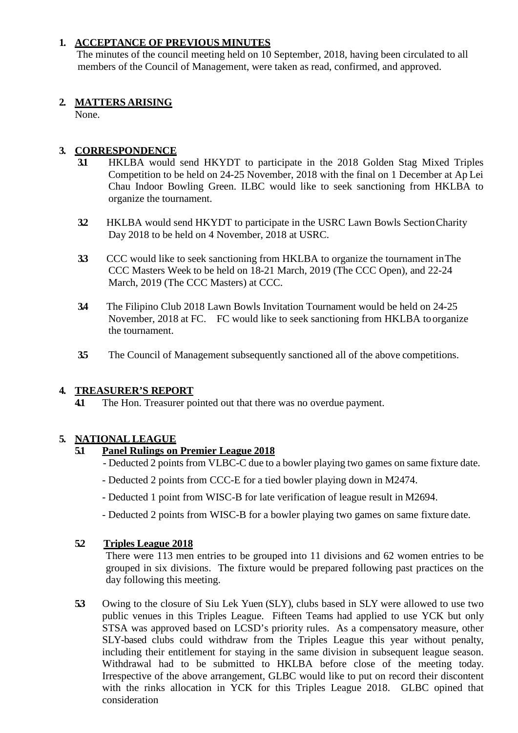1. **ACCEPTANCE OF PREVIOUS MINUTES**
   The minutes of the council meeting held on 10 September, 2018, having been circulated to all members of the Council of Management, were taken as read, confirmed, and approved.

2. **MATTERS ARISING**
   None.

3. **CORRESPONDENCE**

   **3.1** HKLBA would send HKYDT to participate in the 2018 Golden Stag Mixed Triples Competition to be held on 24-25 November, 2018 with the final on 1 December at Ap Lei Chau Indoor Bowling Green. ILBC would like to seek sanctioning from HKLBA to organize the tournament.

   **3.2** HKLBA would send HKYDT to participate in the USRC Lawn Bowls Section Charity Day 2018 to be held on 4 November, 2018 at USRC.

   **3.3** CCC would like to seek sanctioning from HKLBA to organize the tournament in The CCC Masters Week to be held on 18-21 March, 2019 (The CCC Open), and 22-24 March, 2019 (The CCC Masters) at CCC.

   **3.4** The Filipino Club 2018 Lawn Bowls Invitation Tournament would be held on 24-25 November, 2018 at FC. FC would like to seek sanctioning from HKLBA to organize the tournament.

   **3.5** The Council of Management subsequently sanctioned all of the above competitions.

4. **TREASURER'S REPORT**

   **4.1** The Hon. Treasurer pointed out that there was no overdue payment.

5. **NATIONAL LEAGUE**

   **5.1** **Panel Rulings on Premier League 2018**
   - Deducted 2 points from VLBC-C due to a bowler playing two games on same fixture date.
   - Deducted 2 points from CCC-E for a tied bowler playing down in M2474.
   - Deducted 1 point from WISC-B for late verification of league result in M2694.
   - Deducted 2 points from WISC-B for a bowler playing two games on same fixture date.

   **5.2** **Triples League 2018**
   There were 113 men entries to be grouped into 11 divisions and 62 women entries to be grouped in six divisions. The fixture would be prepared following past practices on the day following this meeting.

   **5.3** Owing to the closure of Siu Lek Yuen (SLY), clubs based in SLY were allowed to use two public venues in this Triples League. Fifteen Teams had applied to use YCK but only STSA was approved based on LCSD's priority rules. As a compensatory measure, other SLY-based clubs could withdraw from the Triples League this year without penalty, including their entitlement for staying in the same division in subsequent league season. Withdrawal had to be submitted to HKLBA before close of the meeting today. Irrespective of the above arrangement, GLBC would like to put on record their discontent with the rinks allocation in YCK for this Triples League 2018. GLBC opined that consideration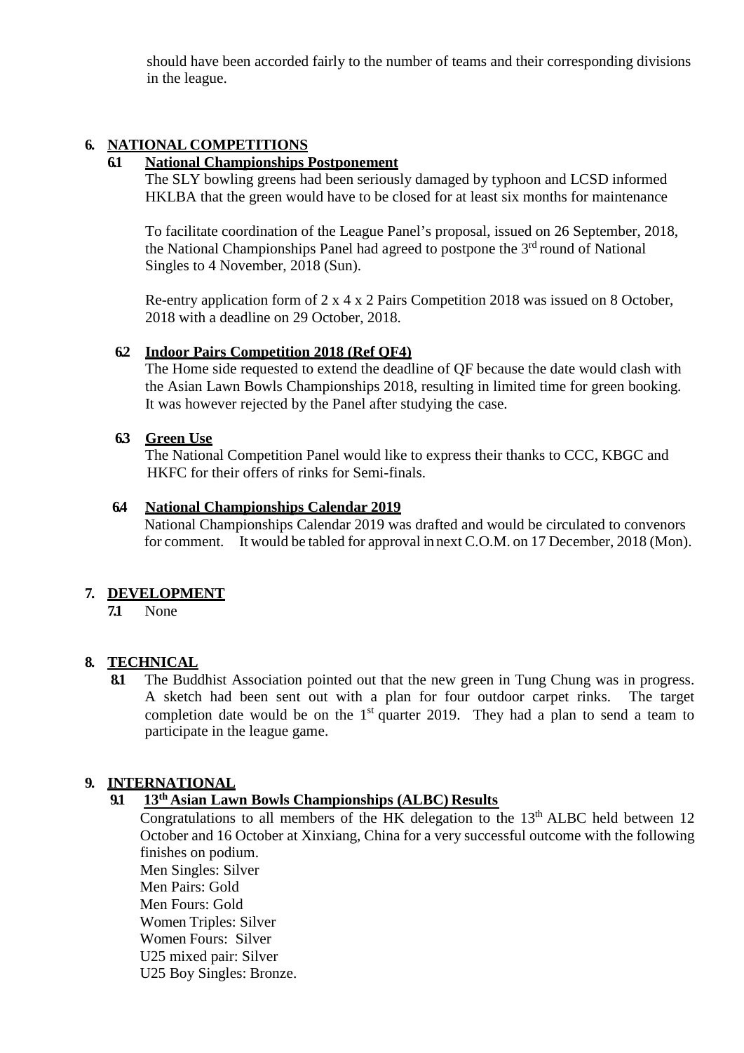should have been accorded fairly to the number of teams and their corresponding divisions in the league.

## 6. NATIONAL COMPETITIONS

### 6.1 National Championships Postponement

The SLY bowling greens had been seriously damaged by typhoon and LCSD informed HKLBA that the green would have to be closed for at least six months for maintenance

To facilitate coordination of the League Panel's proposal, issued on 26 September, 2018, the National Championships Panel had agreed to postpone the 3rd round of National Singles to 4 November, 2018 (Sun).

Re-entry application form of 2 x 4 x 2 Pairs Competition 2018 was issued on 8 October, 2018 with a deadline on 29 October, 2018.

### 6.2 Indoor Pairs Competition 2018 (Ref QF4)

The Home side requested to extend the deadline of QF because the date would clash with the Asian Lawn Bowls Championships 2018, resulting in limited time for green booking. It was however rejected by the Panel after studying the case.

### 6.3 Green Use

The National Competition Panel would like to express their thanks to CCC, KBGC and HKFC for their offers of rinks for Semi-finals.

### 6.4 National Championships Calendar 2019

National Championships Calendar 2019 was drafted and would be circulated to convenors for comment. It would be tabled for approval in next C.O.M. on 17 December, 2018 (Mon).

## 7. DEVELOPMENT

**7.1** None

## 8. TECHNICAL

**8.1** The Buddhist Association pointed out that the new green in Tung Chung was in progress. A sketch had been sent out with a plan for four outdoor carpet rinks. The target completion date would be on the 1st quarter 2019. They had a plan to send a team to participate in the league game.

## 9. INTERNATIONAL

### 9.1 13th Asian Lawn Bowls Championships (ALBC) Results

Congratulations to all members of the HK delegation to the 13th ALBC held between 12 October and 16 October at Xinxiang, China for a very successful outcome with the following finishes on podium.

Men Singles: Silver
Men Pairs: Gold
Men Fours: Gold
Women Triples: Silver
Women Fours: Silver
U25 mixed pair: Silver
U25 Boy Singles: Bronze.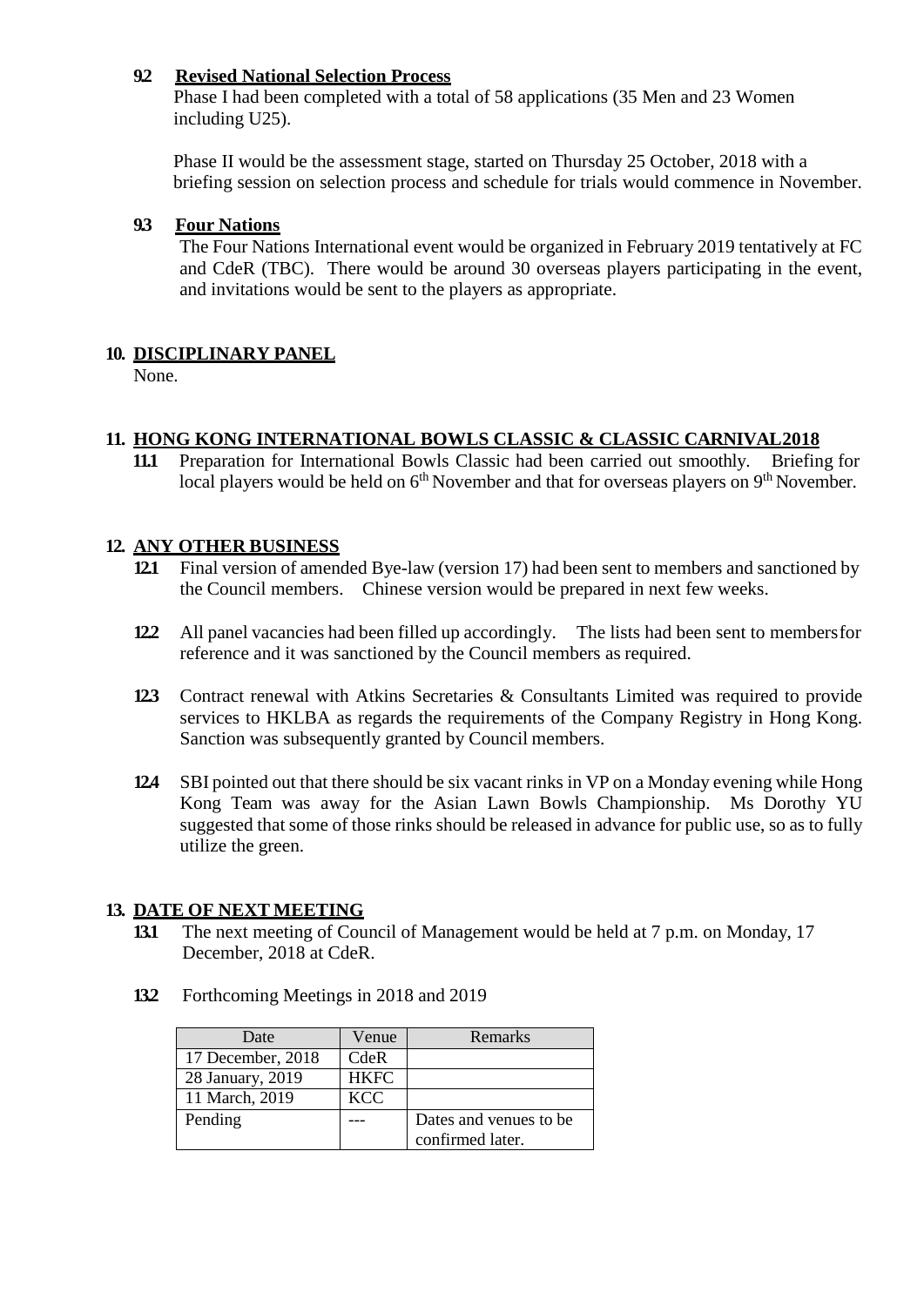**9.2 Revised National Selection Process**

Phase I had been completed with a total of 58 applications (35 Men and 23 Women including U25).

Phase II would be the assessment stage, started on Thursday 25 October, 2018 with a briefing session on selection process and schedule for trials would commence in November.

**9.3 Four Nations**

The Four Nations International event would be organized in February 2019 tentatively at FC and CdeR (TBC). There would be around 30 overseas players participating in the event, and invitations would be sent to the players as appropriate.

## 10. DISCIPLINARY PANEL

None.

## 11. HONG KONG INTERNATIONAL BOWLS CLASSIC & CLASSIC CARNIVAL2018

**11.1** Preparation for International Bowls Classic had been carried out smoothly. Briefing for local players would be held on 6th November and that for overseas players on 9th November.

## 12. ANY OTHER BUSINESS

**12.1** Final version of amended Bye-law (version 17) had been sent to members and sanctioned by the Council members. Chinese version would be prepared in next few weeks.

**12.2** All panel vacancies had been filled up accordingly. The lists had been sent to members for reference and it was sanctioned by the Council members as required.

**12.3** Contract renewal with Atkins Secretaries & Consultants Limited was required to provide services to HKLBA as regards the requirements of the Company Registry in Hong Kong. Sanction was subsequently granted by Council members.

**12.4** SBI pointed out that there should be six vacant rinks in VP on a Monday evening while Hong Kong Team was away for the Asian Lawn Bowls Championship. Ms Dorothy YU suggested that some of those rinks should be released in advance for public use, so as to fully utilize the green.

## 13. DATE OF NEXT MEETING

**13.1** The next meeting of Council of Management would be held at 7 p.m. on Monday, 17 December, 2018 at CdeR.

**13.2** Forthcoming Meetings in 2018 and 2019

| Date | Venue | Remarks |
|---|---|---|
| 17 December, 2018 | CdeR | |
| 28 January, 2019 | HKFC | |
| 11 March, 2019 | KCC | |
| Pending | --- | Dates and venues to be confirmed later. |